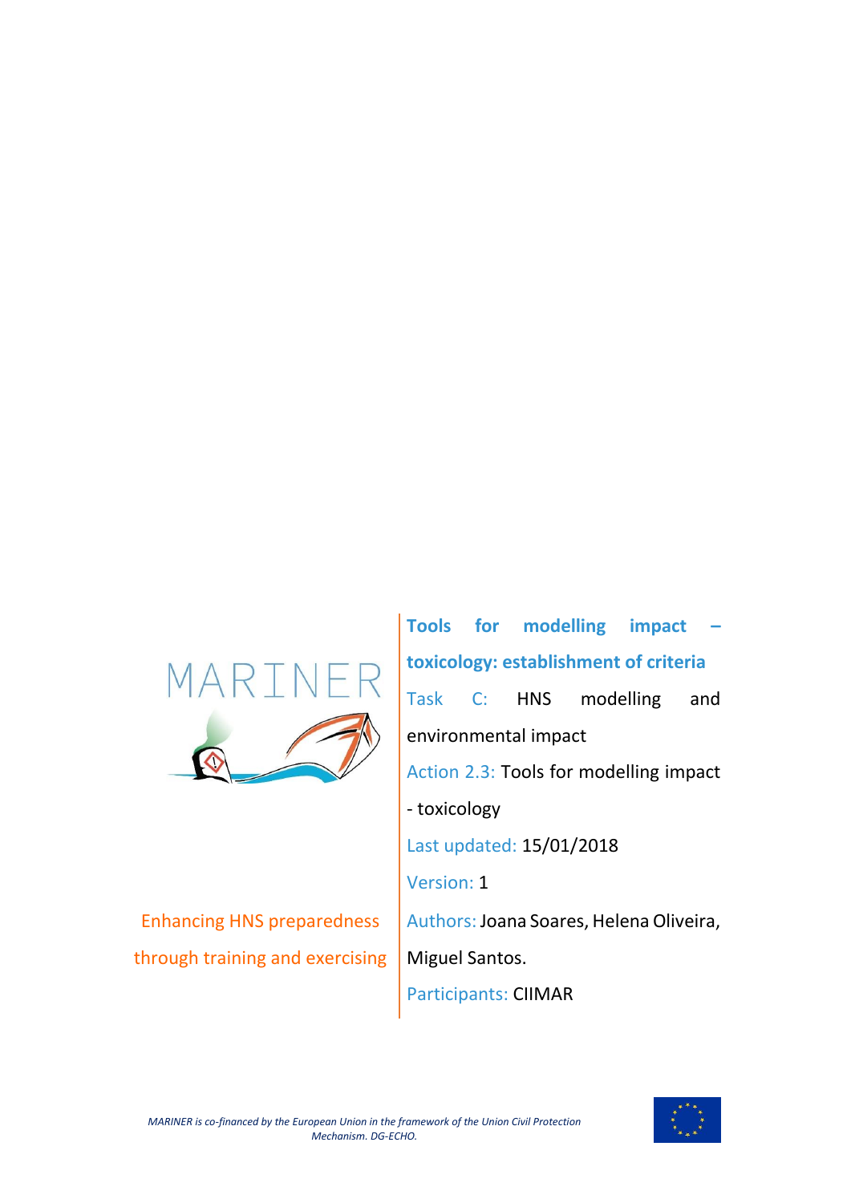MARINER

Enhancing HNS preparedness through training and exercising

# Tools for modelling impact – toxicology: establishment of criteria

Task C: HNS modelling and environmental impact

Action 2.3: Tools for modelling impact - toxicology

Last updated: 15/01/2018

Version: 1

Authors: Joana Soares, Helena Oliveira, Miguel Santos.

Participants: CIIMAR

*MARINER is co-financed by the European Union in the framework of the Union Civil Protection Mechanism. DG-ECHO.*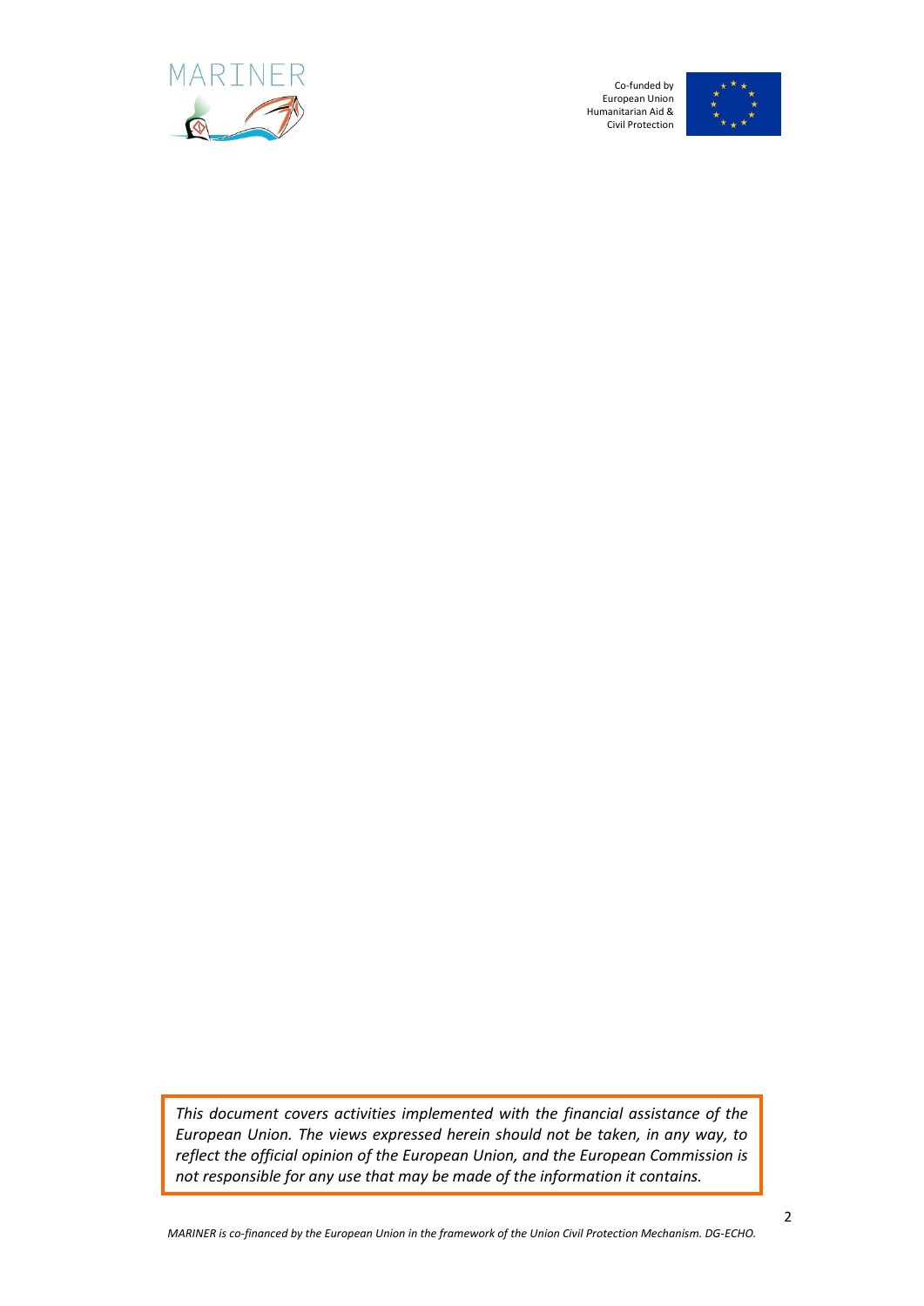*This document covers activities implemented with the financial assistance of the European Union. The views expressed herein should not be taken, in any way, to reflect the official opinion of the European Union, and the European Commission is not responsible for any use that may be made of the information it contains.*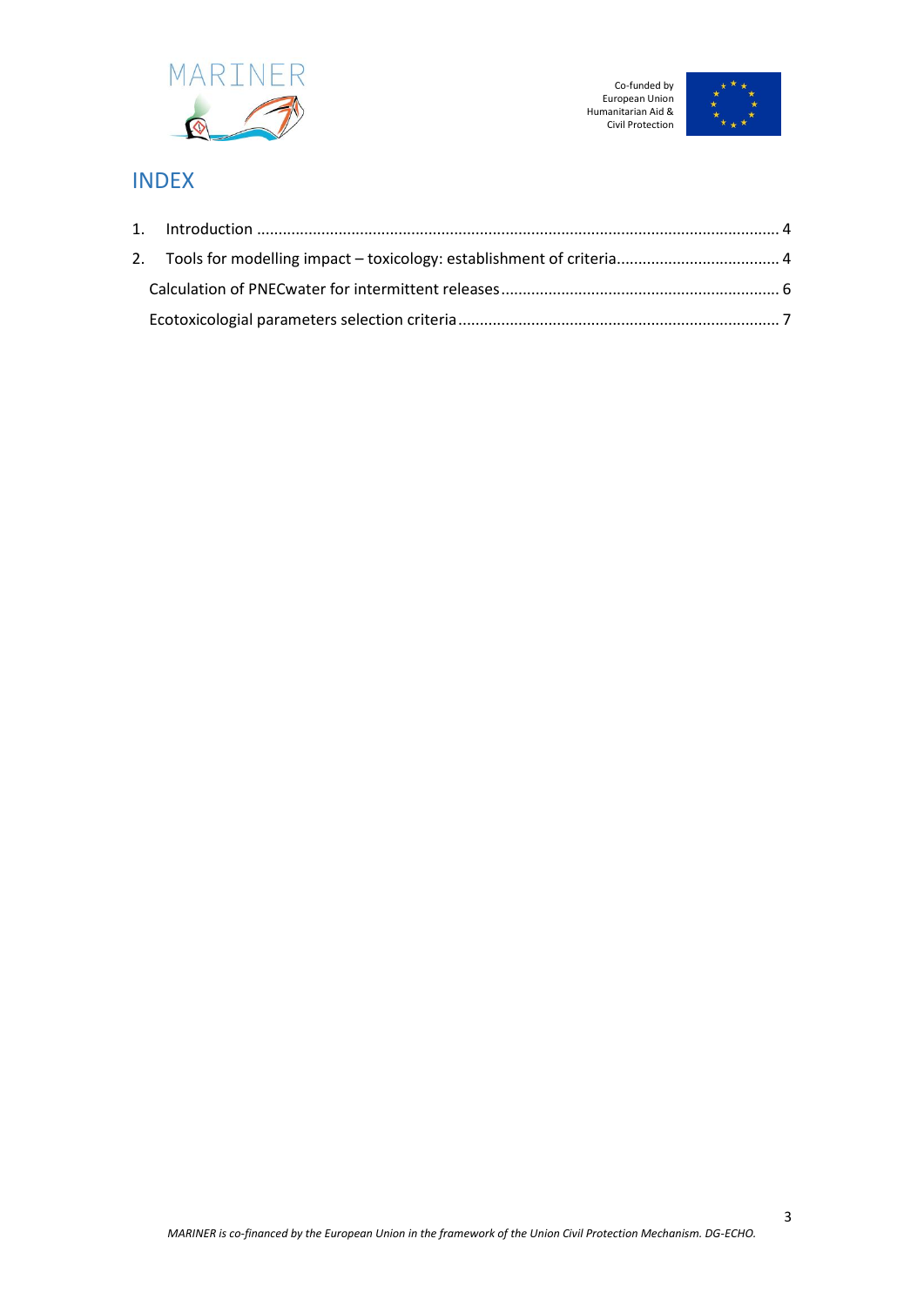# INDEX

1. Introduction ........................................................................................................................ 4
2. Tools for modelling impact – toxicology: establishment of criteria...................................... 4

   Calculation of PNECwater for intermittent releases................................................................ 6

   Ecotoxicologial parameters selection criteria.......................................................................... 7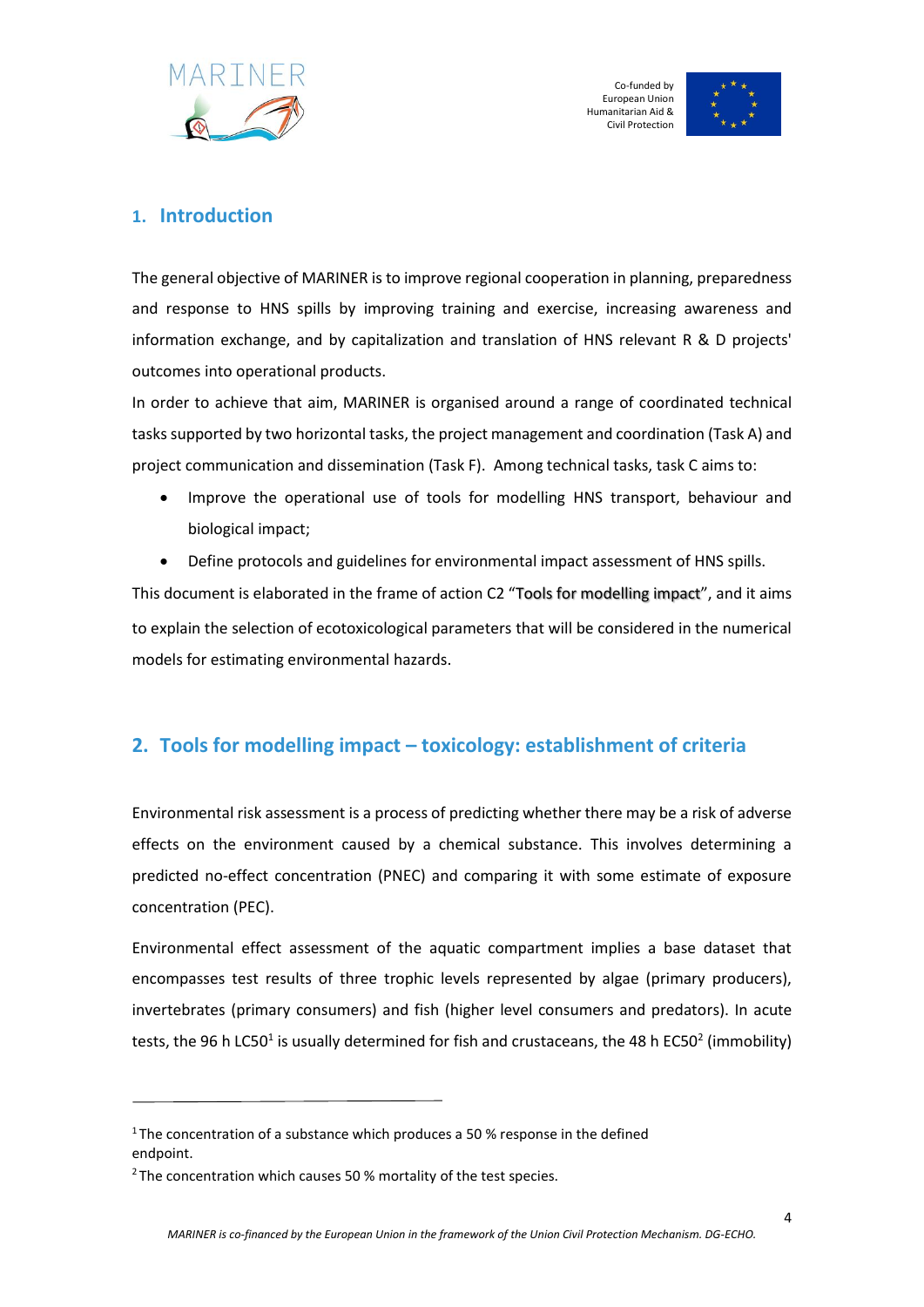## 1. Introduction

The general objective of MARINER is to improve regional cooperation in planning, preparedness and response to HNS spills by improving training and exercise, increasing awareness and information exchange, and by capitalization and translation of HNS relevant R & D projects' outcomes into operational products.

In order to achieve that aim, MARINER is organised around a range of coordinated technical tasks supported by two horizontal tasks, the project management and coordination (Task A) and project communication and dissemination (Task F). Among technical tasks, task C aims to:

- Improve the operational use of tools for modelling HNS transport, behaviour and biological impact;
- Define protocols and guidelines for environmental impact assessment of HNS spills.

This document is elaborated in the frame of action C2 "Tools for modelling impact", and it aims to explain the selection of ecotoxicological parameters that will be considered in the numerical models for estimating environmental hazards.

## 2. Tools for modelling impact – toxicology: establishment of criteria

Environmental risk assessment is a process of predicting whether there may be a risk of adverse effects on the environment caused by a chemical substance. This involves determining a predicted no-effect concentration (PNEC) and comparing it with some estimate of exposure concentration (PEC).

Environmental effect assessment of the aquatic compartment implies a base dataset that encompasses test results of three trophic levels represented by algae (primary producers), invertebrates (primary consumers) and fish (higher level consumers and predators). In acute tests, the 96 h LC50[1] is usually determined for fish and crustaceans, the 48 h EC50[2] (immobility)

[1] The concentration of a substance which produces a 50 % response in the defined endpoint.

[2] The concentration which causes 50 % mortality of the test species.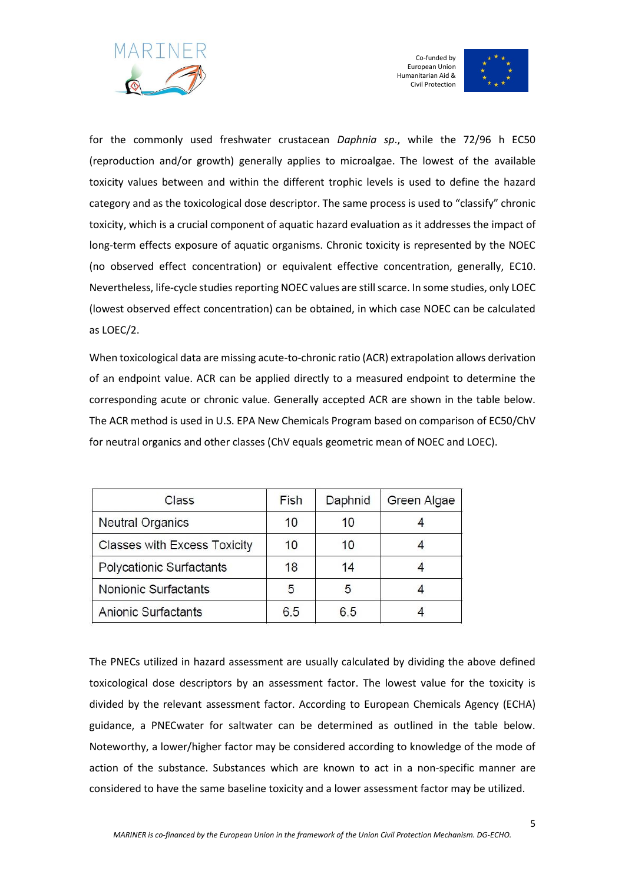for the commonly used freshwater crustacean *Daphnia sp*., while the 72/96 h EC50 (reproduction and/or growth) generally applies to microalgae. The lowest of the available toxicity values between and within the different trophic levels is used to define the hazard category and as the toxicological dose descriptor. The same process is used to "classify" chronic toxicity, which is a crucial component of aquatic hazard evaluation as it addresses the impact of long-term effects exposure of aquatic organisms. Chronic toxicity is represented by the NOEC (no observed effect concentration) or equivalent effective concentration, generally, EC10. Nevertheless, life-cycle studies reporting NOEC values are still scarce. In some studies, only LOEC (lowest observed effect concentration) can be obtained, in which case NOEC can be calculated as LOEC/2.

When toxicological data are missing acute-to-chronic ratio (ACR) extrapolation allows derivation of an endpoint value. ACR can be applied directly to a measured endpoint to determine the corresponding acute or chronic value. Generally accepted ACR are shown in the table below. The ACR method is used in U.S. EPA New Chemicals Program based on comparison of EC50/ChV for neutral organics and other classes (ChV equals geometric mean of NOEC and LOEC).

| Class | Fish | Daphnid | Green Algae |
|---|---|---|---|
| Neutral Organics | 10 | 10 | 4 |
| Classes with Excess Toxicity | 10 | 10 | 4 |
| Polycationic Surfactants | 18 | 14 | 4 |
| Nonionic Surfactants | 5 | 5 | 4 |
| Anionic Surfactants | 6.5 | 6.5 | 4 |

The PNECs utilized in hazard assessment are usually calculated by dividing the above defined toxicological dose descriptors by an assessment factor. The lowest value for the toxicity is divided by the relevant assessment factor. According to European Chemicals Agency (ECHA) guidance, a PNECwater for saltwater can be determined as outlined in the table below. Noteworthy, a lower/higher factor may be considered according to knowledge of the mode of action of the substance. Substances which are known to act in a non-specific manner are considered to have the same baseline toxicity and a lower assessment factor may be utilized.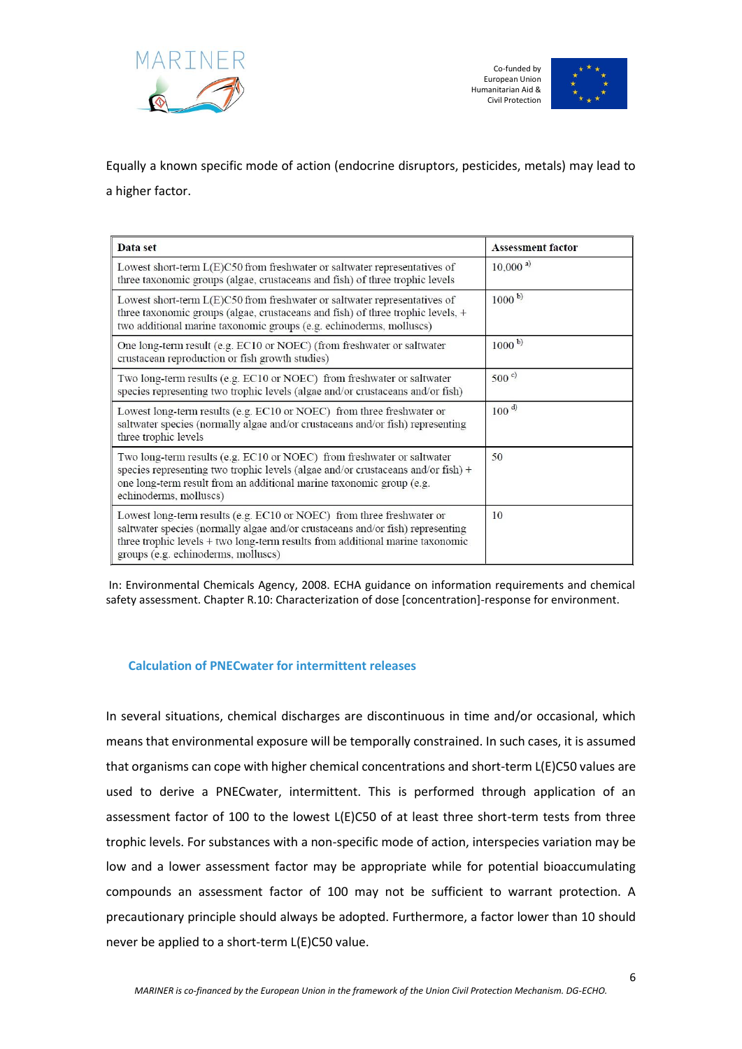Equally a known specific mode of action (endocrine disruptors, pesticides, metals) may lead to a higher factor.

| Data set | Assessment factor |
| --- | --- |
| Lowest short-term L(E)C50 from freshwater or saltwater representatives of three taxonomic groups (algae, crustaceans and fish) of three trophic levels | 10,000 [a)] |
| Lowest short-term L(E)C50 from freshwater or saltwater representatives of three taxonomic groups (algae, crustaceans and fish) of three trophic levels, + two additional marine taxonomic groups (e.g. echinoderms, molluscs) | 1000 [b)] |
| One long-term result (e.g. EC10 or NOEC) (from freshwater or saltwater crustacean reproduction or fish growth studies) | 1000 [b)] |
| Two long-term results (e.g. EC10 or NOEC) from freshwater or saltwater species representing two trophic levels (algae and/or crustaceans and/or fish) | 500 [c)] |
| Lowest long-term results (e.g. EC10 or NOEC) from three freshwater or saltwater species (normally algae and/or crustaceans and/or fish) representing three trophic levels | 100 [d)] |
| Two long-term results (e.g. EC10 or NOEC) from freshwater or saltwater species representing two trophic levels (algae and/or crustaceans and/or fish) + one long-term result from an additional marine taxonomic group (e.g. echinoderms, molluscs) | 50 |
| Lowest long-term results (e.g. EC10 or NOEC) from three freshwater or saltwater species (normally algae and/or crustaceans and/or fish) representing three trophic levels + two long-term results from additional marine taxonomic groups (e.g. echinoderms, molluscs) | 10 |

In: Environmental Chemicals Agency, 2008. ECHA guidance on information requirements and chemical safety assessment. Chapter R.10: Characterization of dose [concentration]-response for environment.

### Calculation of PNECwater for intermittent releases

In several situations, chemical discharges are discontinuous in time and/or occasional, which means that environmental exposure will be temporally constrained. In such cases, it is assumed that organisms can cope with higher chemical concentrations and short-term L(E)C50 values are used to derive a PNECwater, intermittent. This is performed through application of an assessment factor of 100 to the lowest L(E)C50 of at least three short-term tests from three trophic levels. For substances with a non-specific mode of action, interspecies variation may be low and a lower assessment factor may be appropriate while for potential bioaccumulating compounds an assessment factor of 100 may not be sufficient to warrant protection. A precautionary principle should always be adopted. Furthermore, a factor lower than 10 should never be applied to a short-term L(E)C50 value.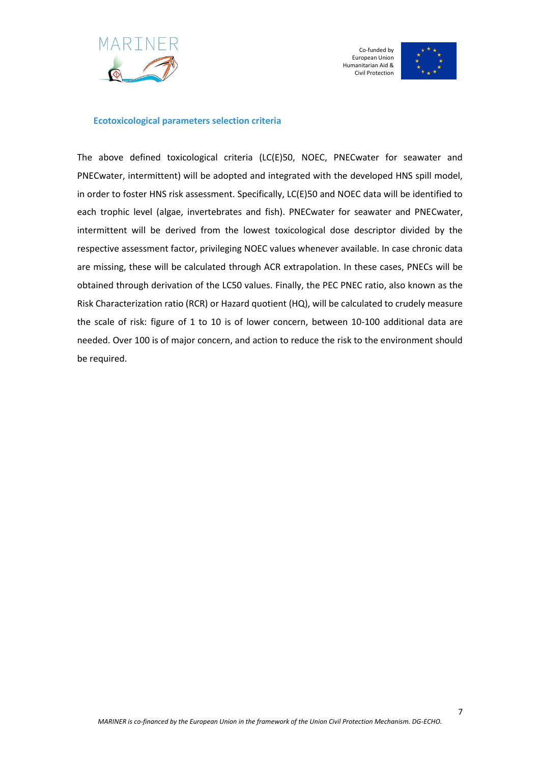### Ecotoxicological parameters selection criteria

The above defined toxicological criteria (LC(E)50, NOEC, PNECwater for seawater and PNECwater, intermittent) will be adopted and integrated with the developed HNS spill model, in order to foster HNS risk assessment. Specifically, LC(E)50 and NOEC data will be identified to each trophic level (algae, invertebrates and fish). PNECwater for seawater and PNECwater, intermittent will be derived from the lowest toxicological dose descriptor divided by the respective assessment factor, privileging NOEC values whenever available. In case chronic data are missing, these will be calculated through ACR extrapolation. In these cases, PNECs will be obtained through derivation of the LC50 values. Finally, the PEC PNEC ratio, also known as the Risk Characterization ratio (RCR) or Hazard quotient (HQ), will be calculated to crudely measure the scale of risk: figure of 1 to 10 is of lower concern, between 10-100 additional data are needed. Over 100 is of major concern, and action to reduce the risk to the environment should be required.